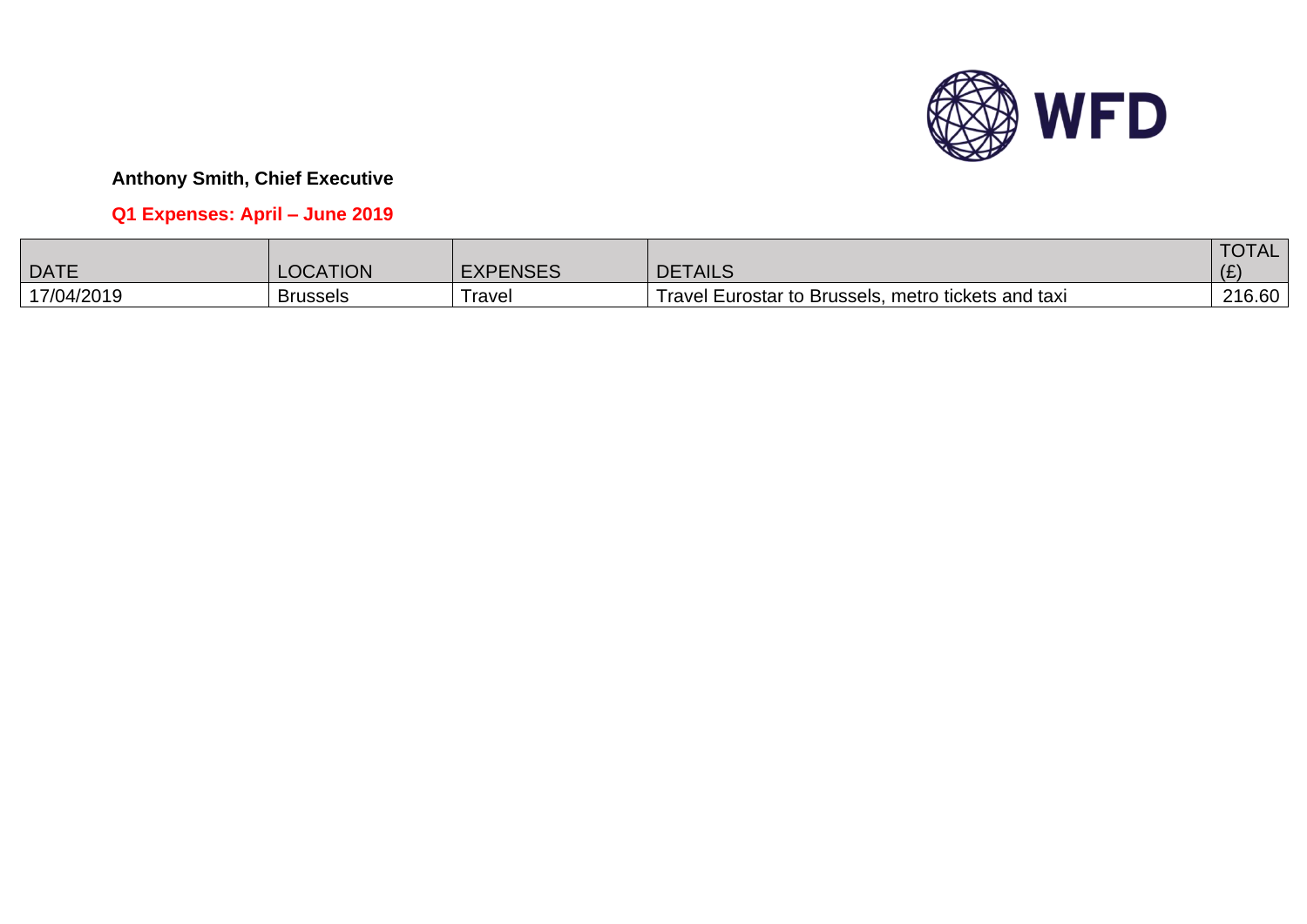**Anthony Smith, Chief Executive**

**Q1 Expenses: April – June 2019**

| DATE | LOCATION | EXPENSES | DETAILS | TOTAL (£) |
|---|---|---|---|---|
| 17/04/2019 | Brussels | Travel | Travel Eurostar to Brussels, metro tickets and taxi | 216.60 |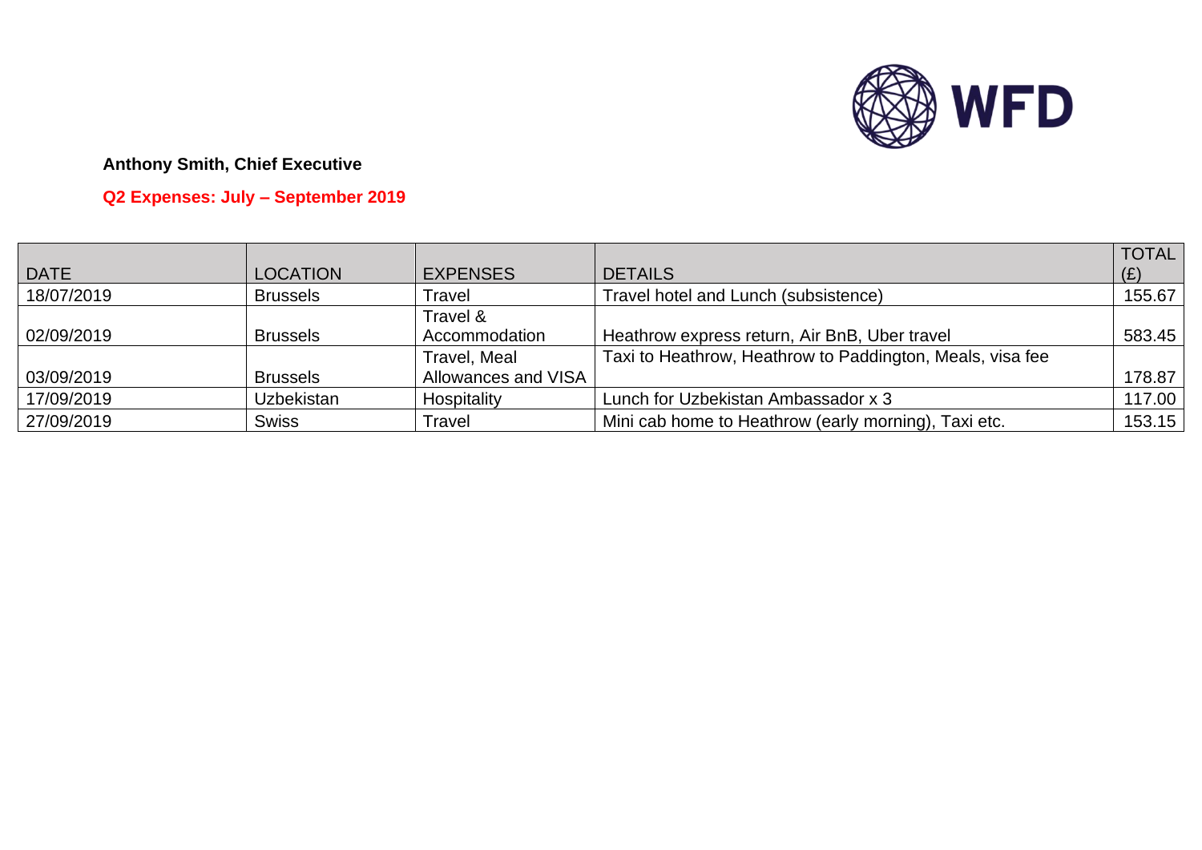**Anthony Smith, Chief Executive**

**Q2 Expenses: July – September 2019**

| DATE | LOCATION | EXPENSES | DETAILS | TOTAL (£) |
|---|---|---|---|---|
| 18/07/2019 | Brussels | Travel | Travel hotel and Lunch (subsistence) | 155.67 |
| 02/09/2019 | Brussels | Travel & Accommodation | Heathrow express return, Air BnB, Uber travel | 583.45 |
| 03/09/2019 | Brussels | Travel, Meal Allowances and VISA | Taxi to Heathrow, Heathrow to Paddington, Meals, visa fee | 178.87 |
| 17/09/2019 | Uzbekistan | Hospitality | Lunch for Uzbekistan Ambassador x 3 | 117.00 |
| 27/09/2019 | Swiss | Travel | Mini cab home to Heathrow (early morning), Taxi etc. | 153.15 |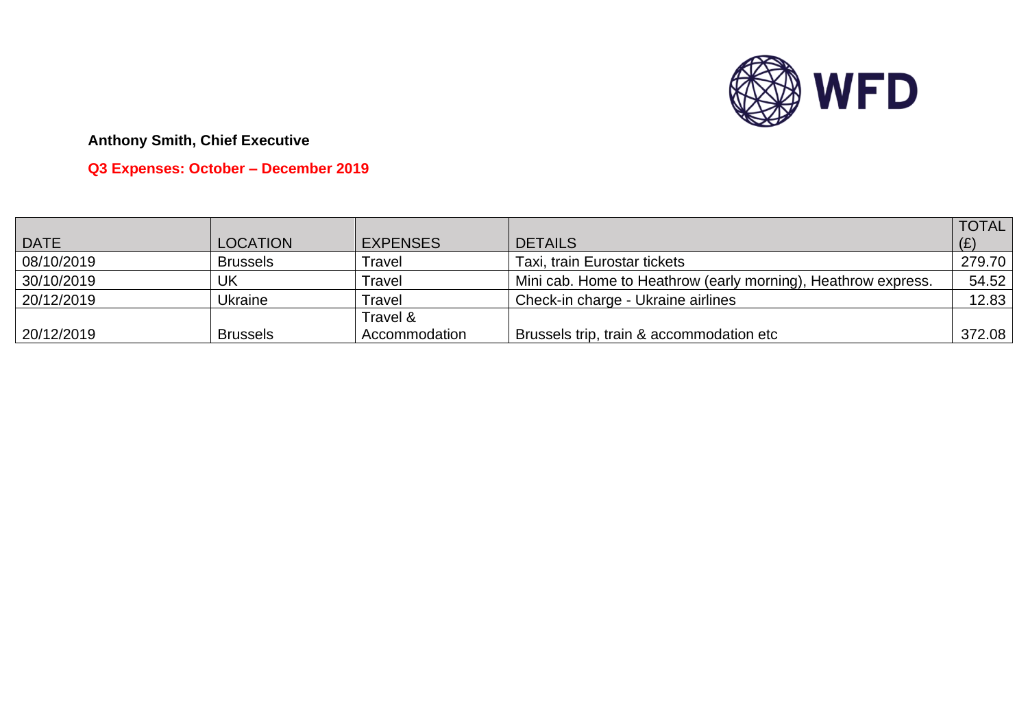WFD

**Anthony Smith, Chief Executive**

**Q3 Expenses: October – December 2019**

| DATE | LOCATION | EXPENSES | DETAILS | TOTAL (£) |
|---|---|---|---|---|
| 08/10/2019 | Brussels | Travel | Taxi, train Eurostar tickets | 279.70 |
| 30/10/2019 | UK | Travel | Mini cab. Home to Heathrow (early morning), Heathrow express. | 54.52 |
| 20/12/2019 | Ukraine | Travel | Check-in charge - Ukraine airlines | 12.83 |
| 20/12/2019 | Brussels | Travel & Accommodation | Brussels trip, train & accommodation etc | 372.08 |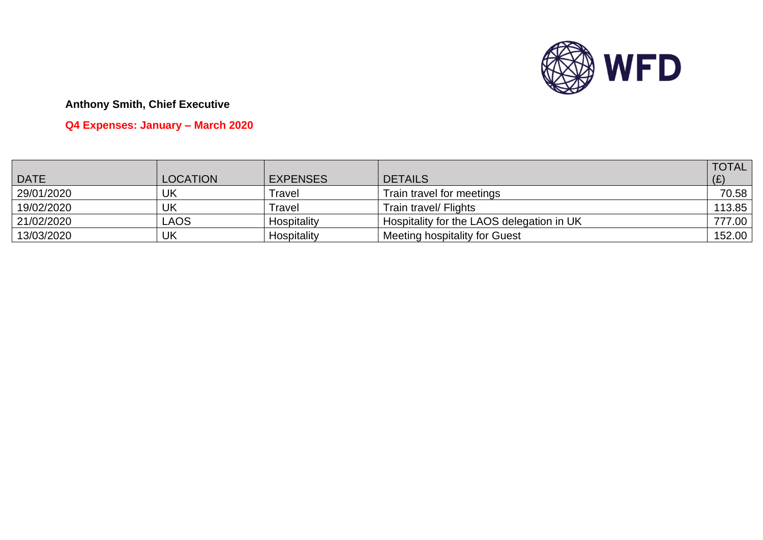**Anthony Smith, Chief Executive**

**Q4 Expenses: January – March 2020**

| DATE | LOCATION | EXPENSES | DETAILS | TOTAL (£) |
|---|---|---|---|---|
| 29/01/2020 | UK | Travel | Train travel for meetings | 70.58 |
| 19/02/2020 | UK | Travel | Train travel/ Flights | 113.85 |
| 21/02/2020 | LAOS | Hospitality | Hospitality for the LAOS delegation in UK | 777.00 |
| 13/03/2020 | UK | Hospitality | Meeting hospitality for Guest | 152.00 |